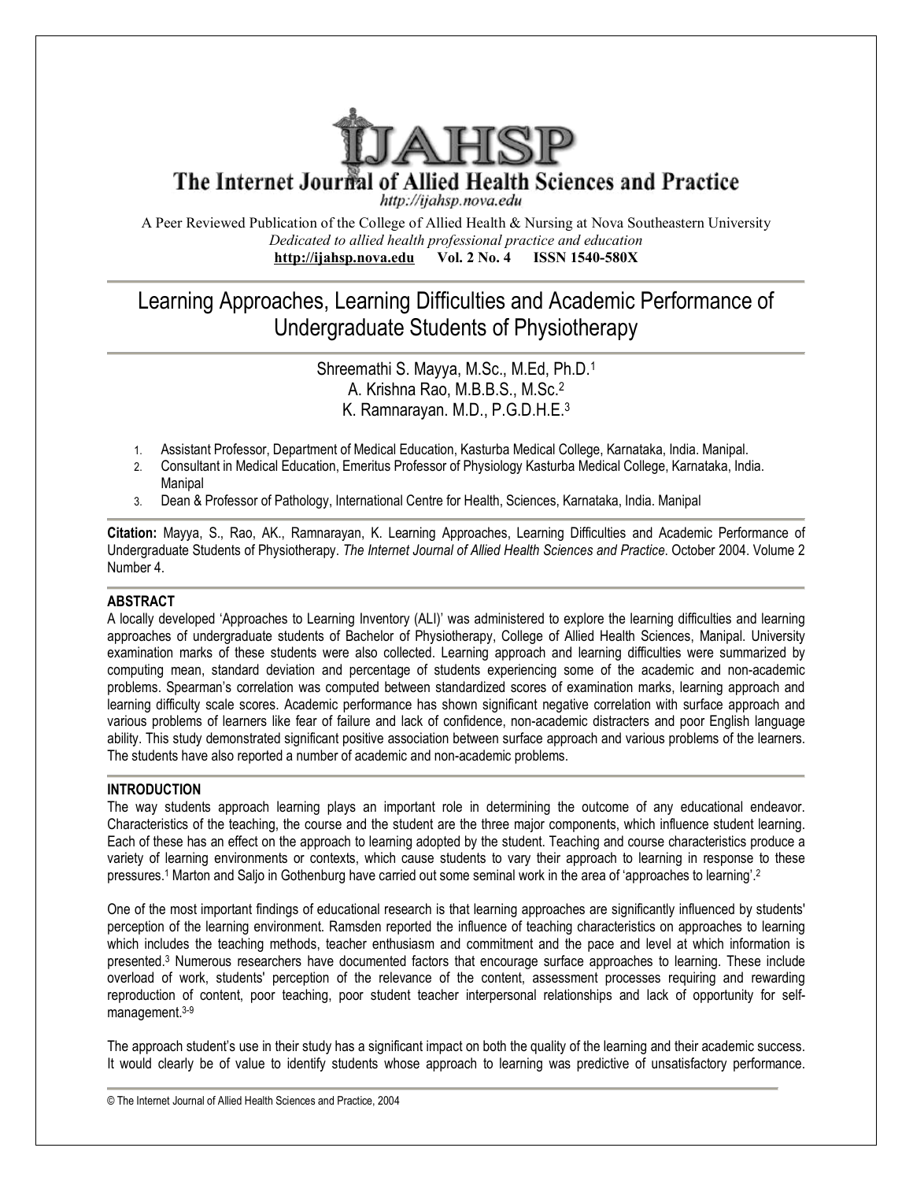# IJAHSP

## The Internet Journal of Allied Health Sciences and Practice

http://ijahsp.nova.edu

A Peer Reviewed Publication of the College of Allied Health & Nursing at Nova Southeastern University

*Dedicated to allied health professional practice and education*

**http://ijahsp.nova.edu Vol. 2 No. 4 ISSN 1540-580X**

# Learning Approaches, Learning Difficulties and Academic Performance of Undergraduate Students of Physiotherapy

Shreemathi S. Mayya, M.Sc., M.Ed, Ph.D.[1]
A. Krishna Rao, M.B.B.S., M.Sc.[2]
K. Ramnarayan. M.D., P.G.D.H.E.[3]

1. Assistant Professor, Department of Medical Education, Kasturba Medical College, Karnataka, India. Manipal.
2. Consultant in Medical Education, Emeritus Professor of Physiology Kasturba Medical College, Karnataka, India. Manipal
3. Dean & Professor of Pathology, International Centre for Health, Sciences, Karnataka, India. Manipal

**Citation:** Mayya, S., Rao, AK., Ramnarayan, K. Learning Approaches, Learning Difficulties and Academic Performance of Undergraduate Students of Physiotherapy. *The Internet Journal of Allied Health Sciences and Practice*. October 2004. Volume 2 Number 4.

## ABSTRACT

A locally developed 'Approaches to Learning Inventory (ALI)' was administered to explore the learning difficulties and learning approaches of undergraduate students of Bachelor of Physiotherapy, College of Allied Health Sciences, Manipal. University examination marks of these students were also collected. Learning approach and learning difficulties were summarized by computing mean, standard deviation and percentage of students experiencing some of the academic and non-academic problems. Spearman's correlation was computed between standardized scores of examination marks, learning approach and learning difficulty scale scores. Academic performance has shown significant negative correlation with surface approach and various problems of learners like fear of failure and lack of confidence, non-academic distracters and poor English language ability. This study demonstrated significant positive association between surface approach and various problems of the learners. The students have also reported a number of academic and non-academic problems.

## INTRODUCTION

The way students approach learning plays an important role in determining the outcome of any educational endeavor. Characteristics of the teaching, the course and the student are the three major components, which influence student learning. Each of these has an effect on the approach to learning adopted by the student. Teaching and course characteristics produce a variety of learning environments or contexts, which cause students to vary their approach to learning in response to these pressures.[1] Marton and Saljo in Gothenburg have carried out some seminal work in the area of 'approaches to learning'.[2]

One of the most important findings of educational research is that learning approaches are significantly influenced by students' perception of the learning environment. Ramsden reported the influence of teaching characteristics on approaches to learning which includes the teaching methods, teacher enthusiasm and commitment and the pace and level at which information is presented.[3] Numerous researchers have documented factors that encourage surface approaches to learning. These include overload of work, students' perception of the relevance of the content, assessment processes requiring and rewarding reproduction of content, poor teaching, poor student teacher interpersonal relationships and lack of opportunity for self-management.[3-9]

The approach student's use in their study has a significant impact on both the quality of the learning and their academic success. It would clearly be of value to identify students whose approach to learning was predictive of unsatisfactory performance.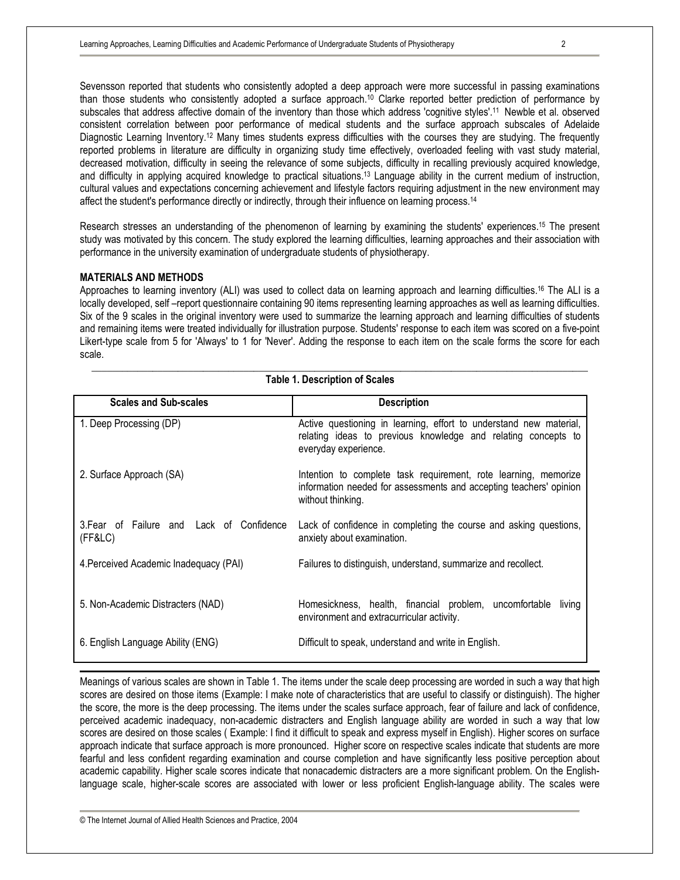Sevensson reported that students who consistently adopted a deep approach were more successful in passing examinations than those students who consistently adopted a surface approach.[10] Clarke reported better prediction of performance by subscales that address affective domain of the inventory than those which address 'cognitive styles'.[11] Newble et al. observed consistent correlation between poor performance of medical students and the surface approach subscales of Adelaide Diagnostic Learning Inventory.[12] Many times students express difficulties with the courses they are studying. The frequently reported problems in literature are difficulty in organizing study time effectively, overloaded feeling with vast study material, decreased motivation, difficulty in seeing the relevance of some subjects, difficulty in recalling previously acquired knowledge, and difficulty in applying acquired knowledge to practical situations.[13] Language ability in the current medium of instruction, cultural values and expectations concerning achievement and lifestyle factors requiring adjustment in the new environment may affect the student's performance directly or indirectly, through their influence on learning process.[14]

Research stresses an understanding of the phenomenon of learning by examining the students' experiences.[15] The present study was motivated by this concern. The study explored the learning difficulties, learning approaches and their association with performance in the university examination of undergraduate students of physiotherapy.

## MATERIALS AND METHODS

Approaches to learning inventory (ALI) was used to collect data on learning approach and learning difficulties.[16] The ALI is a locally developed, self –report questionnaire containing 90 items representing learning approaches as well as learning difficulties. Six of the 9 scales in the original inventory were used to summarize the learning approach and learning difficulties of students and remaining items were treated individually for illustration purpose. Students' response to each item was scored on a five-point Likert-type scale from 5 for 'Always' to 1 for 'Never'. Adding the response to each item on the scale forms the score for each scale.

**Table 1. Description of Scales**

| Scales and Sub-scales | Description |
|---|---|
| 1. Deep Processing (DP) | Active questioning in learning, effort to understand new material, relating ideas to previous knowledge and relating concepts to everyday experience. |
| 2. Surface Approach (SA) | Intention to complete task requirement, rote learning, memorize information needed for assessments and accepting teachers' opinion without thinking. |
| 3.Fear of Failure and Lack of Confidence (FF&LC) | Lack of confidence in completing the course and asking questions, anxiety about examination. |
| 4.Perceived Academic Inadequacy (PAI) | Failures to distinguish, understand, summarize and recollect. |
| 5. Non-Academic Distracters (NAD) | Homesickness, health, financial problem, uncomfortable living environment and extracurricular activity. |
| 6. English Language Ability (ENG) | Difficult to speak, understand and write in English. |

Meanings of various scales are shown in Table 1. The items under the scale deep processing are worded in such a way that high scores are desired on those items (Example: I make note of characteristics that are useful to classify or distinguish). The higher the score, the more is the deep processing. The items under the scales surface approach, fear of failure and lack of confidence, perceived academic inadequacy, non-academic distracters and English language ability are worded in such a way that low scores are desired on those scales ( Example: I find it difficult to speak and express myself in English). Higher scores on surface approach indicate that surface approach is more pronounced. Higher score on respective scales indicate that students are more fearful and less confident regarding examination and course completion and have significantly less positive perception about academic capability. Higher scale scores indicate that nonacademic distracters are a more significant problem. On the English-language scale, higher-scale scores are associated with lower or less proficient English-language ability. The scales were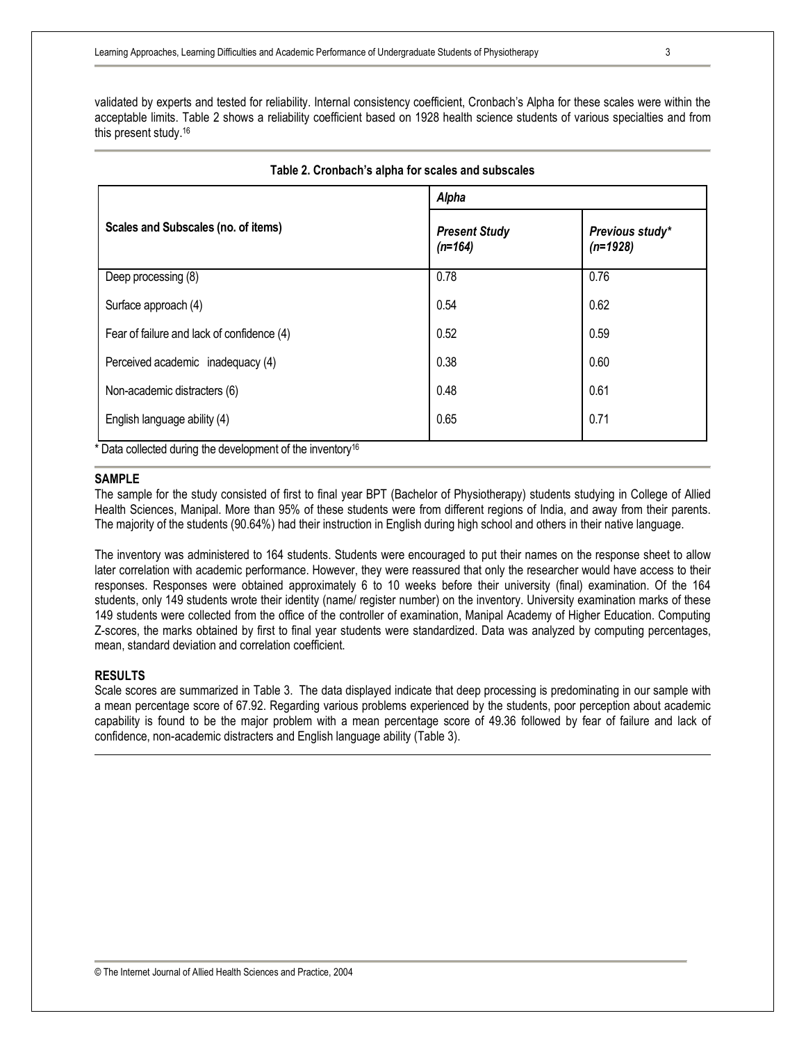validated by experts and tested for reliability. Internal consistency coefficient, Cronbach's Alpha for these scales were within the acceptable limits. Table 2 shows a reliability coefficient based on 1928 health science students of various specialties and from this present study.[16]

**Table 2. Cronbach's alpha for scales and subscales**

| Scales and Subscales (no. of items) | *Alpha* | |
|---|---|---|
| | ***Present Study (n=164)*** | ***Previous study\* (n=1928)*** |
| Deep processing (8) | 0.78 | 0.76 |
| Surface approach (4) | 0.54 | 0.62 |
| Fear of failure and lack of confidence (4) | 0.52 | 0.59 |
| Perceived academic inadequacy (4) | 0.38 | 0.60 |
| Non-academic distracters (6) | 0.48 | 0.61 |
| English language ability (4) | 0.65 | 0.71 |

\* Data collected during the development of the inventory[16]

## SAMPLE

The sample for the study consisted of first to final year BPT (Bachelor of Physiotherapy) students studying in College of Allied Health Sciences, Manipal. More than 95% of these students were from different regions of India, and away from their parents. The majority of the students (90.64%) had their instruction in English during high school and others in their native language.

The inventory was administered to 164 students. Students were encouraged to put their names on the response sheet to allow later correlation with academic performance. However, they were reassured that only the researcher would have access to their responses. Responses were obtained approximately 6 to 10 weeks before their university (final) examination. Of the 164 students, only 149 students wrote their identity (name/ register number) on the inventory. University examination marks of these 149 students were collected from the office of the controller of examination, Manipal Academy of Higher Education. Computing Z-scores, the marks obtained by first to final year students were standardized. Data was analyzed by computing percentages, mean, standard deviation and correlation coefficient.

## RESULTS

Scale scores are summarized in Table 3. The data displayed indicate that deep processing is predominating in our sample with a mean percentage score of 67.92. Regarding various problems experienced by the students, poor perception about academic capability is found to be the major problem with a mean percentage score of 49.36 followed by fear of failure and lack of confidence, non-academic distracters and English language ability (Table 3).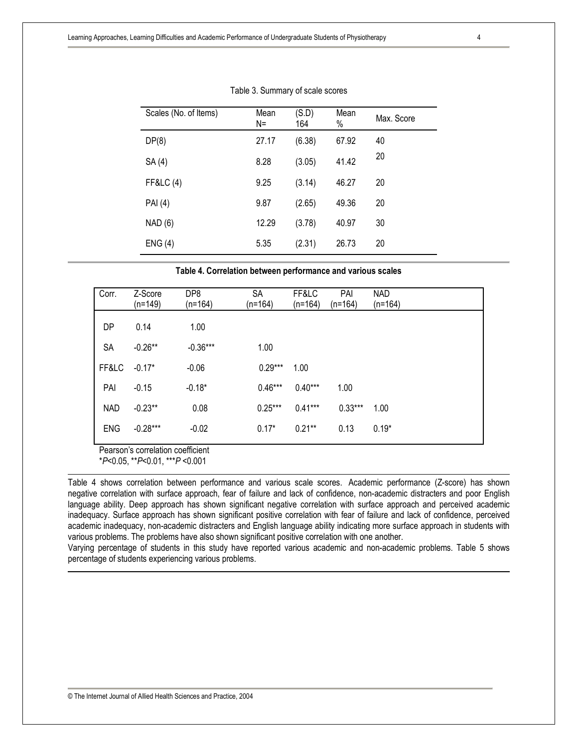Table 3. Summary of scale scores

| Scales (No. of Items) | Mean N= | (S.D) 164 | Mean % | Max. Score |
|---|---|---|---|---|
| DP(8) | 27.17 | (6.38) | 67.92 | 40 |
| SA (4) | 8.28 | (3.05) | 41.42 | 20 |
| FF&LC (4) | 9.25 | (3.14) | 46.27 | 20 |
| PAI (4) | 9.87 | (2.65) | 49.36 | 20 |
| NAD (6) | 12.29 | (3.78) | 40.97 | 30 |
| ENG (4) | 5.35 | (2.31) | 26.73 | 20 |

**Table 4. Correlation between performance and various scales**

| Corr. | Z-Score (n=149) | DP8 (n=164) | SA (n=164) | FF&LC (n=164) | PAI (n=164) | NAD (n=164) |
|---|---|---|---|---|---|---|
| DP | 0.14 | 1.00 | | | | |
| SA | -0.26** | -0.36*** | 1.00 | | | |
| FF&LC | -0.17* | -0.06 | 0.29*** | 1.00 | | |
| PAI | -0.15 | -0.18* | 0.46*** | 0.40*** | 1.00 | |
| NAD | -0.23** | 0.08 | 0.25*** | 0.41*** | 0.33*** | 1.00 |
| ENG | -0.28*** | -0.02 | 0.17* | 0.21** | 0.13 | 0.19* |

Pearson's correlation coefficient
\**P*<0.05, \*\**P*<0.01, \*\*\**P* <0.001

Table 4 shows correlation between performance and various scale scores. Academic performance (Z-score) has shown negative correlation with surface approach, fear of failure and lack of confidence, non-academic distracters and poor English language ability. Deep approach has shown significant negative correlation with surface approach and perceived academic inadequacy. Surface approach has shown significant positive correlation with fear of failure and lack of confidence, perceived academic inadequacy, non-academic distracters and English language ability indicating more surface approach in students with various problems. The problems have also shown significant positive correlation with one another.

Varying percentage of students in this study have reported various academic and non-academic problems. Table 5 shows percentage of students experiencing various problems.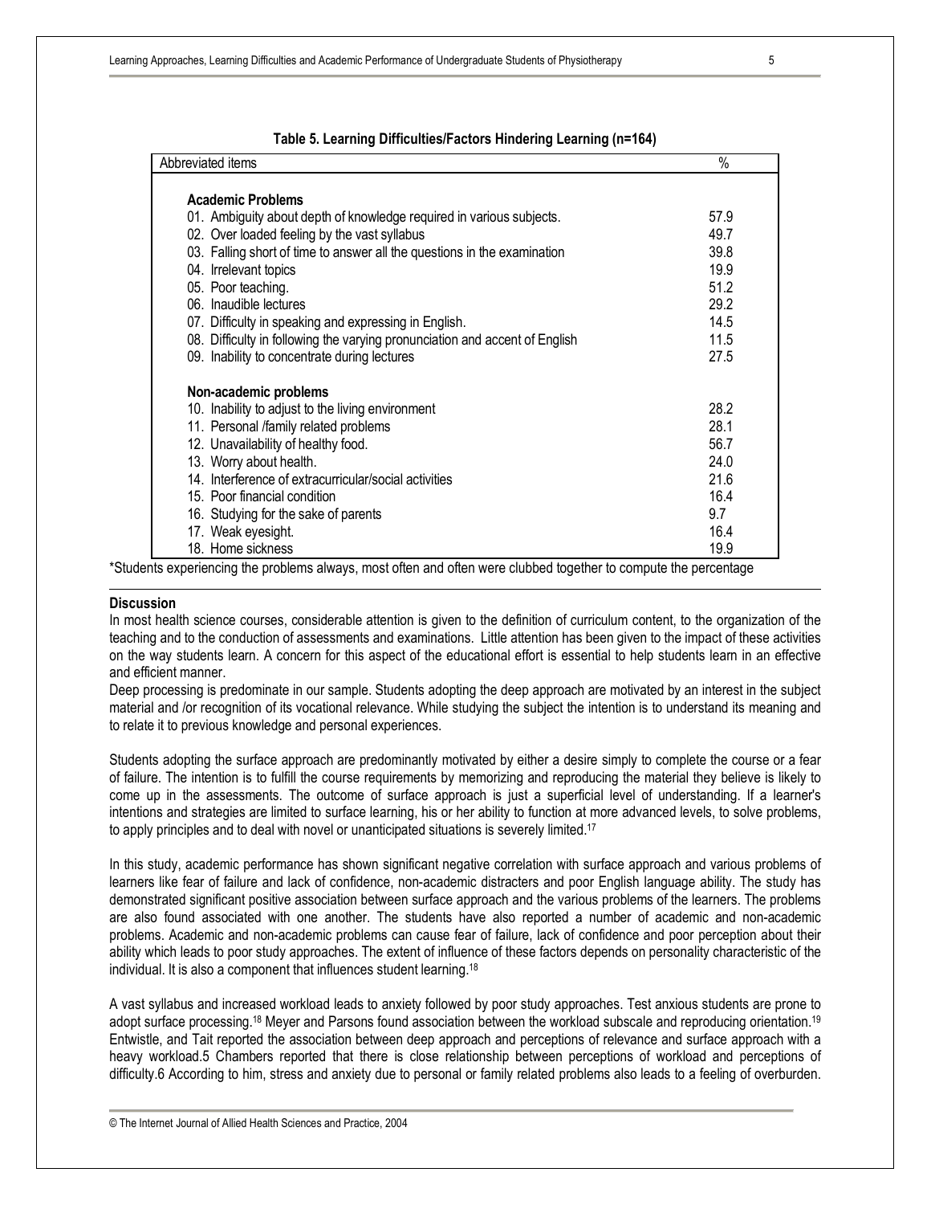**Table 5. Learning Difficulties/Factors Hindering Learning (n=164)**

| Abbreviated items | % |
|---|---|
| **Academic Problems** | |
| 01. Ambiguity about depth of knowledge required in various subjects. | 57.9 |
| 02. Over loaded feeling by the vast syllabus | 49.7 |
| 03. Falling short of time to answer all the questions in the examination | 39.8 |
| 04. Irrelevant topics | 19.9 |
| 05. Poor teaching. | 51.2 |
| 06. Inaudible lectures | 29.2 |
| 07. Difficulty in speaking and expressing in English. | 14.5 |
| 08. Difficulty in following the varying pronunciation and accent of English | 11.5 |
| 09. Inability to concentrate during lectures | 27.5 |
| **Non-academic problems** | |
| 10. Inability to adjust to the living environment | 28.2 |
| 11. Personal /family related problems | 28.1 |
| 12. Unavailability of healthy food. | 56.7 |
| 13. Worry about health. | 24.0 |
| 14. Interference of extracurricular/social activities | 21.6 |
| 15. Poor financial condition | 16.4 |
| 16. Studying for the sake of parents | 9.7 |
| 17. Weak eyesight. | 16.4 |
| 18. Home sickness | 19.9 |

*Students experiencing the problems always, most often and often were clubbed together to compute the percentage

**Discussion**

In most health science courses, considerable attention is given to the definition of curriculum content, to the organization of the teaching and to the conduction of assessments and examinations. Little attention has been given to the impact of these activities on the way students learn. A concern for this aspect of the educational effort is essential to help students learn in an effective and efficient manner.

Deep processing is predominate in our sample. Students adopting the deep approach are motivated by an interest in the subject material and /or recognition of its vocational relevance. While studying the subject the intention is to understand its meaning and to relate it to previous knowledge and personal experiences.

Students adopting the surface approach are predominantly motivated by either a desire simply to complete the course or a fear of failure. The intention is to fulfill the course requirements by memorizing and reproducing the material they believe is likely to come up in the assessments. The outcome of surface approach is just a superficial level of understanding. If a learner's intentions and strategies are limited to surface learning, his or her ability to function at more advanced levels, to solve problems, to apply principles and to deal with novel or unanticipated situations is severely limited.[17]

In this study, academic performance has shown significant negative correlation with surface approach and various problems of learners like fear of failure and lack of confidence, non-academic distracters and poor English language ability. The study has demonstrated significant positive association between surface approach and the various problems of the learners. The problems are also found associated with one another. The students have also reported a number of academic and non-academic problems. Academic and non-academic problems can cause fear of failure, lack of confidence and poor perception about their ability which leads to poor study approaches. The extent of influence of these factors depends on personality characteristic of the individual. It is also a component that influences student learning.[18]

A vast syllabus and increased workload leads to anxiety followed by poor study approaches. Test anxious students are prone to adopt surface processing.[18] Meyer and Parsons found association between the workload subscale and reproducing orientation.[19] Entwistle, and Tait reported the association between deep approach and perceptions of relevance and surface approach with a heavy workload.5 Chambers reported that there is close relationship between perceptions of workload and perceptions of difficulty.6 According to him, stress and anxiety due to personal or family related problems also leads to a feeling of overburden.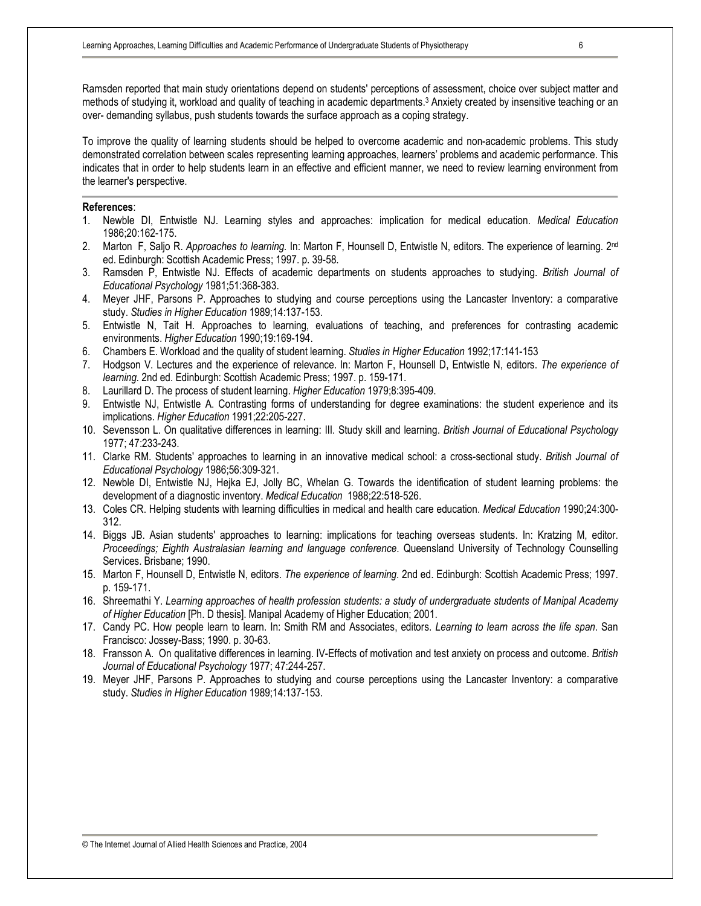Ramsden reported that main study orientations depend on students' perceptions of assessment, choice over subject matter and methods of studying it, workload and quality of teaching in academic departments.[3] Anxiety created by insensitive teaching or an over- demanding syllabus, push students towards the surface approach as a coping strategy.

To improve the quality of learning students should be helped to overcome academic and non-academic problems. This study demonstrated correlation between scales representing learning approaches, learners' problems and academic performance. This indicates that in order to help students learn in an effective and efficient manner, we need to review learning environment from the learner's perspective.

**References**:

1. Newble DI, Entwistle NJ. Learning styles and approaches: implication for medical education. *Medical Education* 1986;20:162-175.
2. Marton F, Saljo R. *Approaches to learning.* In: Marton F, Hounsell D, Entwistle N, editors. The experience of learning. 2nd ed. Edinburgh: Scottish Academic Press; 1997. p. 39-58.
3. Ramsden P, Entwistle NJ. Effects of academic departments on students approaches to studying. *British Journal of Educational Psychology* 1981;51:368-383.
4. Meyer JHF, Parsons P. Approaches to studying and course perceptions using the Lancaster Inventory: a comparative study. *Studies in Higher Education* 1989;14:137-153.
5. Entwistle N, Tait H. Approaches to learning, evaluations of teaching, and preferences for contrasting academic environments. *Higher Education* 1990;19:169-194.
6. Chambers E. Workload and the quality of student learning. *Studies in Higher Education* 1992;17:141-153
7. Hodgson V. Lectures and the experience of relevance. In: Marton F, Hounsell D, Entwistle N, editors. *The experience of learning.* 2nd ed. Edinburgh: Scottish Academic Press; 1997. p. 159-171.
8. Laurillard D. The process of student learning. *Higher Education* 1979;8:395-409.
9. Entwistle NJ, Entwistle A. Contrasting forms of understanding for degree examinations: the student experience and its implications. *Higher Education* 1991;22:205-227.
10. Sevensson L. On qualitative differences in learning: III. Study skill and learning. *British Journal of Educational Psychology* 1977; 47:233-243.
11. Clarke RM. Students' approaches to learning in an innovative medical school: a cross-sectional study. *British Journal of Educational Psychology* 1986;56:309-321.
12. Newble DI, Entwistle NJ, Hejka EJ, Jolly BC, Whelan G. Towards the identification of student learning problems: the development of a diagnostic inventory. *Medical Education* 1988;22:518-526.
13. Coles CR. Helping students with learning difficulties in medical and health care education. *Medical Education* 1990;24:300-312.
14. Biggs JB. Asian students' approaches to learning: implications for teaching overseas students. In: Kratzing M, editor. *Proceedings; Eighth Australasian learning and language conference*. Queensland University of Technology Counselling Services. Brisbane; 1990.
15. Marton F, Hounsell D, Entwistle N, editors. *The experience of learning*. 2nd ed. Edinburgh: Scottish Academic Press; 1997. p. 159-171.
16. Shreemathi Y. *Learning approaches of health profession students: a study of undergraduate students of Manipal Academy of Higher Education* [Ph. D thesis]. Manipal Academy of Higher Education; 2001.
17. Candy PC. How people learn to learn. In: Smith RM and Associates, editors. *Learning to learn across the life span*. San Francisco: Jossey-Bass; 1990. p. 30-63.
18. Fransson A. On qualitative differences in learning. IV-Effects of motivation and test anxiety on process and outcome. *British Journal of Educational Psychology* 1977; 47:244-257.
19. Meyer JHF, Parsons P. Approaches to studying and course perceptions using the Lancaster Inventory: a comparative study. *Studies in Higher Education* 1989;14:137-153.